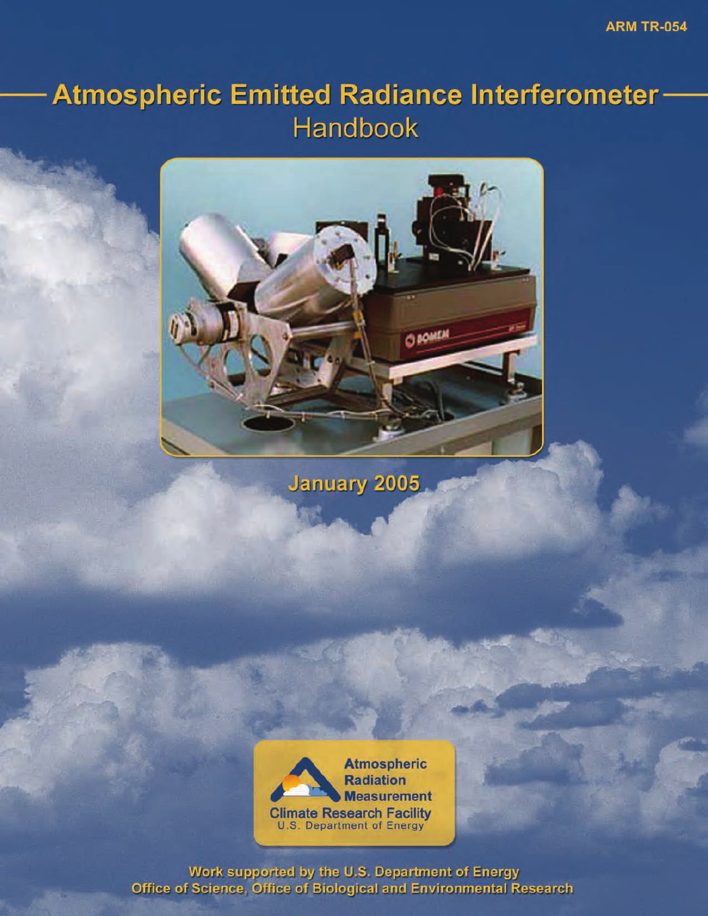ARM TR-054

# Atmospheric Emitted Radiance Interferometer Handbook

January 2005

Atmospheric Radiation Measurement

Climate Research Facility

U.S. Department of Energy

Work supported by the U.S. Department of Energy
Office of Science, Office of Biological and Environmental Research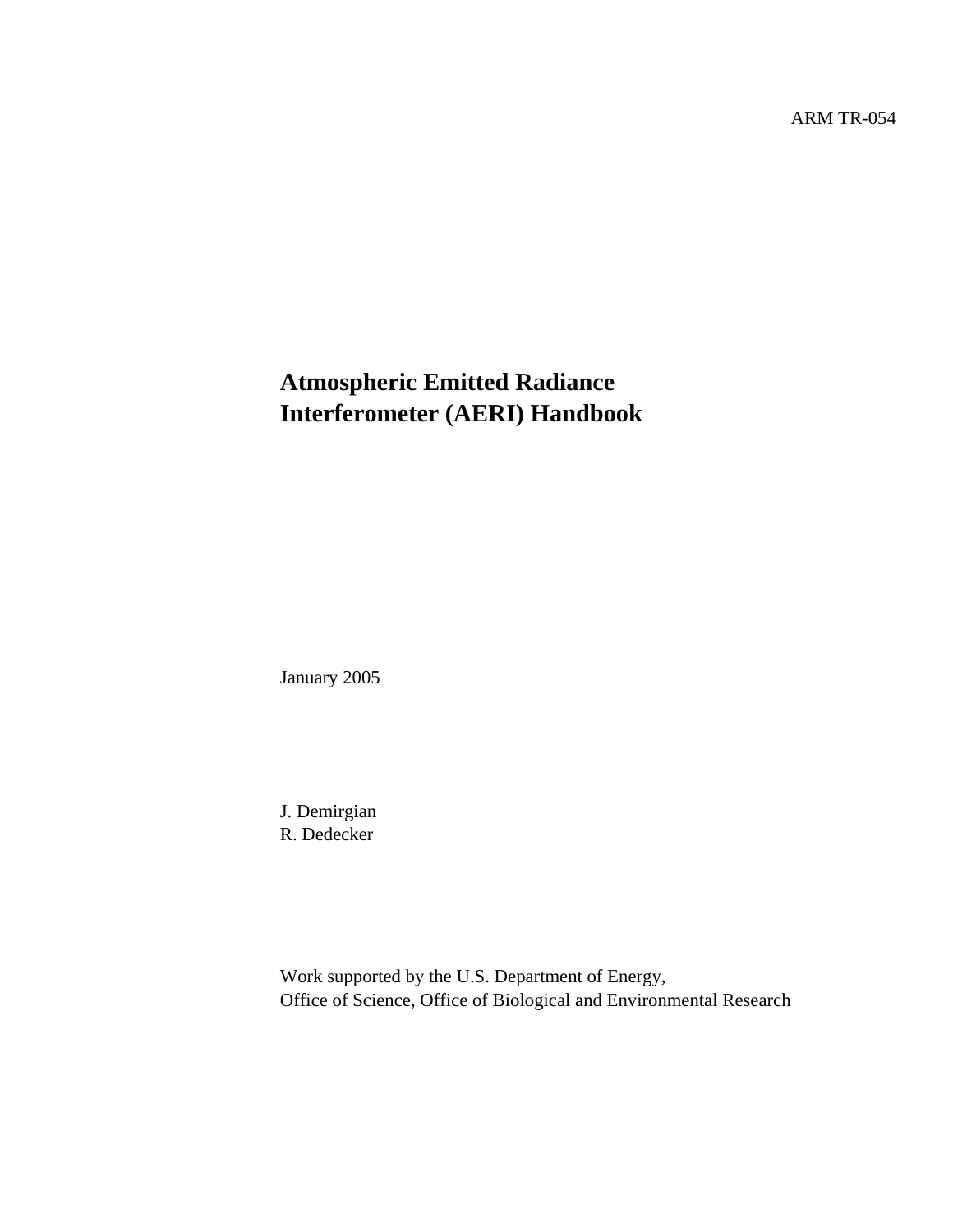ARM TR-054

# Atmospheric Emitted Radiance Interferometer (AERI) Handbook

January 2005

J. Demirgian
R. Dedecker

Work supported by the U.S. Department of Energy,
Office of Science, Office of Biological and Environmental Research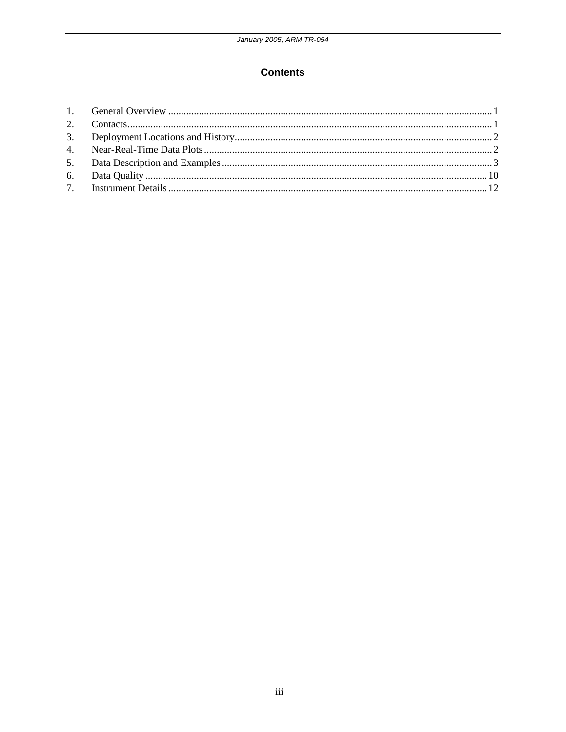# Contents

1. General Overview .............................................................................................................................. 1
2. Contacts.............................................................................................................................................. 1
3. Deployment Locations and History.................................................................................................... 2
4. Near-Real-Time Data Plots ................................................................................................................ 2
5. Data Description and Examples ......................................................................................................... 3
6. Data Quality ..................................................................................................................................... 10
7. Instrument Details ............................................................................................................................ 12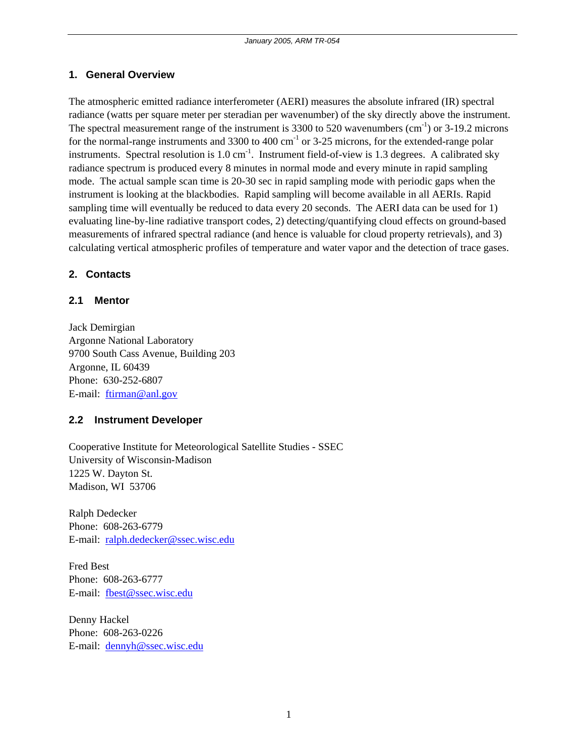## 1. General Overview

The atmospheric emitted radiance interferometer (AERI) measures the absolute infrared (IR) spectral radiance (watts per square meter per steradian per wavenumber) of the sky directly above the instrument. The spectral measurement range of the instrument is 3300 to 520 wavenumbers ($cm^{-1}$) or 3-19.2 microns for the normal-range instruments and 3300 to 400 $cm^{-1}$ or 3-25 microns, for the extended-range polar instruments. Spectral resolution is 1.0 $cm^{-1}$. Instrument field-of-view is 1.3 degrees. A calibrated sky radiance spectrum is produced every 8 minutes in normal mode and every minute in rapid sampling mode. The actual sample scan time is 20-30 sec in rapid sampling mode with periodic gaps when the instrument is looking at the blackbodies. Rapid sampling will become available in all AERIs. Rapid sampling time will eventually be reduced to data every 20 seconds. The AERI data can be used for 1) evaluating line-by-line radiative transport codes, 2) detecting/quantifying cloud effects on ground-based measurements of infrared spectral radiance (and hence is valuable for cloud property retrievals), and 3) calculating vertical atmospheric profiles of temperature and water vapor and the detection of trace gases.

## 2. Contacts

### 2.1 Mentor

Jack Demirgian
Argonne National Laboratory
9700 South Cass Avenue, Building 203
Argonne, IL 60439
Phone: 630-252-6807
E-mail: ftirman@anl.gov

### 2.2 Instrument Developer

Cooperative Institute for Meteorological Satellite Studies - SSEC
University of Wisconsin-Madison
1225 W. Dayton St.
Madison, WI 53706

Ralph Dedecker
Phone: 608-263-6779
E-mail: ralph.dedecker@ssec.wisc.edu

Fred Best
Phone: 608-263-6777
E-mail: fbest@ssec.wisc.edu

Denny Hackel
Phone: 608-263-0226
E-mail: dennyh@ssec.wisc.edu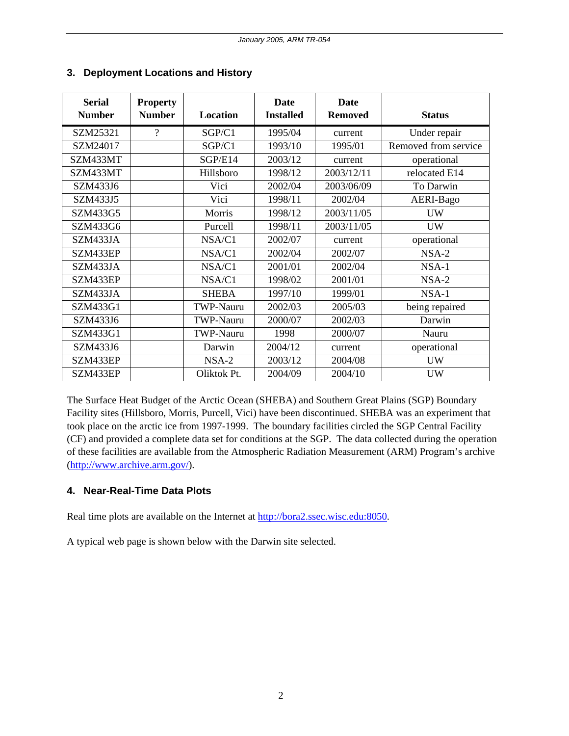## 3. Deployment Locations and History

| Serial Number | Property Number | Location | Date Installed | Date Removed | Status |
|---|---|---|---|---|---|
| SZM25321 | ? | SGP/C1 | 1995/04 | current | Under repair |
| SZM24017 | | SGP/C1 | 1993/10 | 1995/01 | Removed from service |
| SZM433MT | | SGP/E14 | 2003/12 | current | operational |
| SZM433MT | | Hillsboro | 1998/12 | 2003/12/11 | relocated E14 |
| SZM433J6 | | Vici | 2002/04 | 2003/06/09 | To Darwin |
| SZM433J5 | | Vici | 1998/11 | 2002/04 | AERI-Bago |
| SZM433G5 | | Morris | 1998/12 | 2003/11/05 | UW |
| SZM433G6 | | Purcell | 1998/11 | 2003/11/05 | UW |
| SZM433JA | | NSA/C1 | 2002/07 | current | operational |
| SZM433EP | | NSA/C1 | 2002/04 | 2002/07 | NSA-2 |
| SZM433JA | | NSA/C1 | 2001/01 | 2002/04 | NSA-1 |
| SZM433EP | | NSA/C1 | 1998/02 | 2001/01 | NSA-2 |
| SZM433JA | | SHEBA | 1997/10 | 1999/01 | NSA-1 |
| SZM433G1 | | TWP-Nauru | 2002/03 | 2005/03 | being repaired |
| SZM433J6 | | TWP-Nauru | 2000/07 | 2002/03 | Darwin |
| SZM433G1 | | TWP-Nauru | 1998 | 2000/07 | Nauru |
| SZM433J6 | | Darwin | 2004/12 | current | operational |
| SZM433EP | | NSA-2 | 2003/12 | 2004/08 | UW |
| SZM433EP | | Oliktok Pt. | 2004/09 | 2004/10 | UW |

The Surface Heat Budget of the Arctic Ocean (SHEBA) and Southern Great Plains (SGP) Boundary Facility sites (Hillsboro, Morris, Purcell, Vici) have been discontinued. SHEBA was an experiment that took place on the arctic ice from 1997-1999. The boundary facilities circled the SGP Central Facility (CF) and provided a complete data set for conditions at the SGP. The data collected during the operation of these facilities are available from the Atmospheric Radiation Measurement (ARM) Program's archive (http://www.archive.arm.gov/).

## 4. Near-Real-Time Data Plots

Real time plots are available on the Internet at http://bora2.ssec.wisc.edu:8050.

A typical web page is shown below with the Darwin site selected.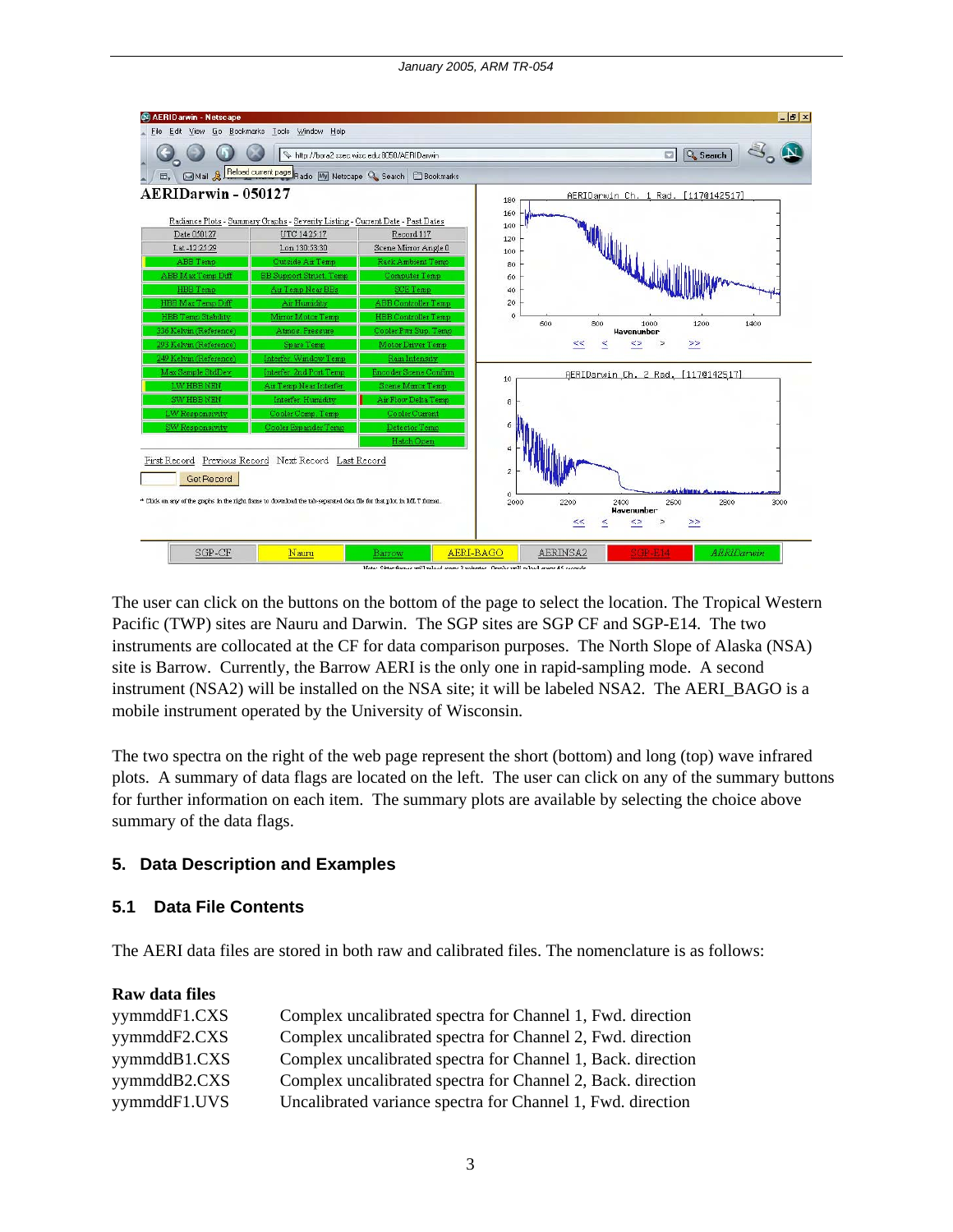The user can click on the buttons on the bottom of the page to select the location. The Tropical Western Pacific (TWP) sites are Nauru and Darwin. The SGP sites are SGP CF and SGP-E14. The two instruments are collocated at the CF for data comparison purposes. The North Slope of Alaska (NSA) site is Barrow. Currently, the Barrow AERI is the only one in rapid-sampling mode. A second instrument (NSA2) will be installed on the NSA site; it will be labeled NSA2. The AERI_BAGO is a mobile instrument operated by the University of Wisconsin.

The two spectra on the right of the web page represent the short (bottom) and long (top) wave infrared plots. A summary of data flags are located on the left. The user can click on any of the summary buttons for further information on each item. The summary plots are available by selecting the choice above summary of the data flags.

## 5. Data Description and Examples

### 5.1 Data File Contents

The AERI data files are stored in both raw and calibrated files. The nomenclature is as follows:

**Raw data files**

| | |
|---|---|
| yymmddF1.CXS | Complex uncalibrated spectra for Channel 1, Fwd. direction |
| yymmddF2.CXS | Complex uncalibrated spectra for Channel 2, Fwd. direction |
| yymmddB1.CXS | Complex uncalibrated spectra for Channel 1, Back. direction |
| yymmddB2.CXS | Complex uncalibrated spectra for Channel 2, Back. direction |
| yymmddF1.UVS | Uncalibrated variance spectra for Channel 1, Fwd. direction |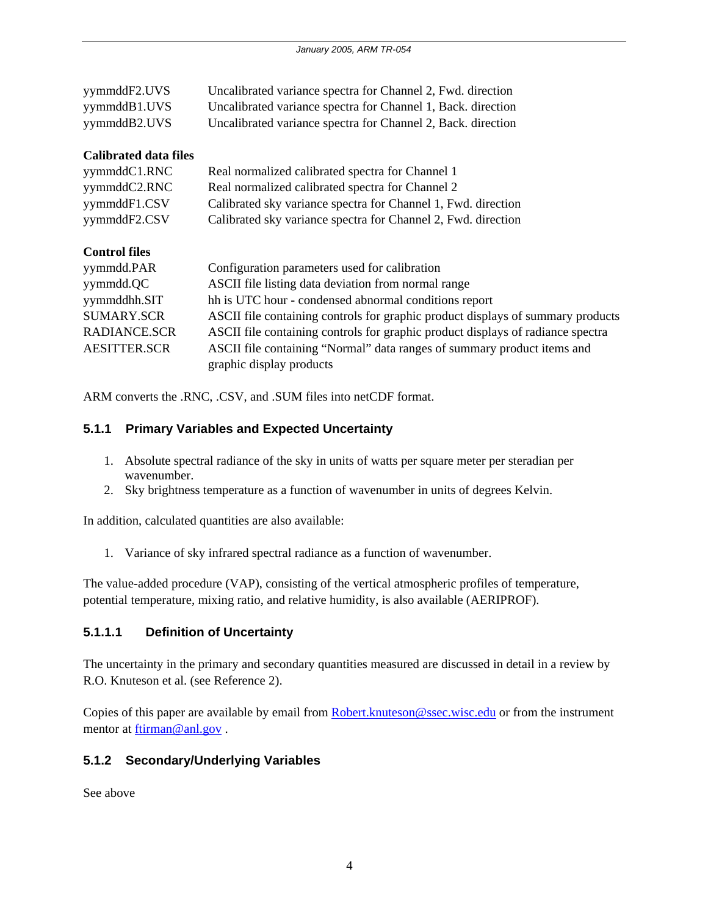| | |
|---|---|
| yymmddF2.UVS | Uncalibrated variance spectra for Channel 2, Fwd. direction |
| yymmddB1.UVS | Uncalibrated variance spectra for Channel 1, Back. direction |
| yymmddB2.UVS | Uncalibrated variance spectra for Channel 2, Back. direction |

**Calibrated data files**

| | |
|---|---|
| yymmddC1.RNC | Real normalized calibrated spectra for Channel 1 |
| yymmddC2.RNC | Real normalized calibrated spectra for Channel 2 |
| yymmddF1.CSV | Calibrated sky variance spectra for Channel 1, Fwd. direction |
| yymmddF2.CSV | Calibrated sky variance spectra for Channel 2, Fwd. direction |

**Control files**

| | |
|---|---|
| yymmdd.PAR | Configuration parameters used for calibration |
| yymmdd.QC | ASCII file listing data deviation from normal range |
| yymmddhh.SIT | hh is UTC hour - condensed abnormal conditions report |
| SUMARY.SCR | ASCII file containing controls for graphic product displays of summary products |
| RADIANCE.SCR | ASCII file containing controls for graphic product displays of radiance spectra |
| AESITTER.SCR | ASCII file containing "Normal" data ranges of summary product items and graphic display products |

ARM converts the .RNC, .CSV, and .SUM files into netCDF format.

### 5.1.1 Primary Variables and Expected Uncertainty

1. Absolute spectral radiance of the sky in units of watts per square meter per steradian per wavenumber.
2. Sky brightness temperature as a function of wavenumber in units of degrees Kelvin.

In addition, calculated quantities are also available:

1. Variance of sky infrared spectral radiance as a function of wavenumber.

The value-added procedure (VAP), consisting of the vertical atmospheric profiles of temperature, potential temperature, mixing ratio, and relative humidity, is also available (AERIPROF).

#### 5.1.1.1 Definition of Uncertainty

The uncertainty in the primary and secondary quantities measured are discussed in detail in a review by R.O. Knuteson et al. (see Reference 2).

Copies of this paper are available by email from Robert.knuteson@ssec.wisc.edu or from the instrument mentor at ftirman@anl.gov .

### 5.1.2 Secondary/Underlying Variables

See above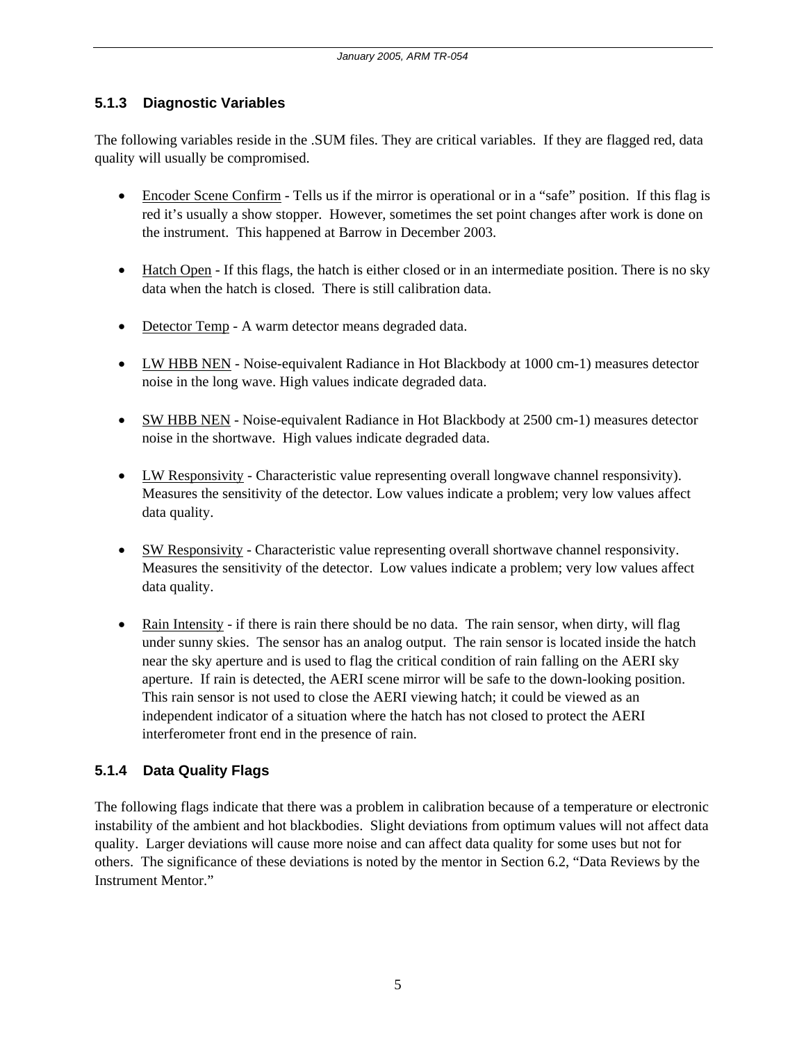### 5.1.3 Diagnostic Variables

The following variables reside in the .SUM files. They are critical variables. If they are flagged red, data quality will usually be compromised.

- Encoder Scene Confirm - Tells us if the mirror is operational or in a "safe" position. If this flag is red it's usually a show stopper. However, sometimes the set point changes after work is done on the instrument. This happened at Barrow in December 2003.
- Hatch Open - If this flags, the hatch is either closed or in an intermediate position. There is no sky data when the hatch is closed. There is still calibration data.
- Detector Temp - A warm detector means degraded data.
- LW HBB NEN - Noise-equivalent Radiance in Hot Blackbody at 1000 cm-1) measures detector noise in the long wave. High values indicate degraded data.
- SW HBB NEN - Noise-equivalent Radiance in Hot Blackbody at 2500 cm-1) measures detector noise in the shortwave. High values indicate degraded data.
- LW Responsivity - Characteristic value representing overall longwave channel responsivity). Measures the sensitivity of the detector. Low values indicate a problem; very low values affect data quality.
- SW Responsivity - Characteristic value representing overall shortwave channel responsivity. Measures the sensitivity of the detector. Low values indicate a problem; very low values affect data quality.
- Rain Intensity - if there is rain there should be no data. The rain sensor, when dirty, will flag under sunny skies. The sensor has an analog output. The rain sensor is located inside the hatch near the sky aperture and is used to flag the critical condition of rain falling on the AERI sky aperture. If rain is detected, the AERI scene mirror will be safe to the down-looking position. This rain sensor is not used to close the AERI viewing hatch; it could be viewed as an independent indicator of a situation where the hatch has not closed to protect the AERI interferometer front end in the presence of rain.

### 5.1.4 Data Quality Flags

The following flags indicate that there was a problem in calibration because of a temperature or electronic instability of the ambient and hot blackbodies. Slight deviations from optimum values will not affect data quality. Larger deviations will cause more noise and can affect data quality for some uses but not for others. The significance of these deviations is noted by the mentor in Section 6.2, "Data Reviews by the Instrument Mentor."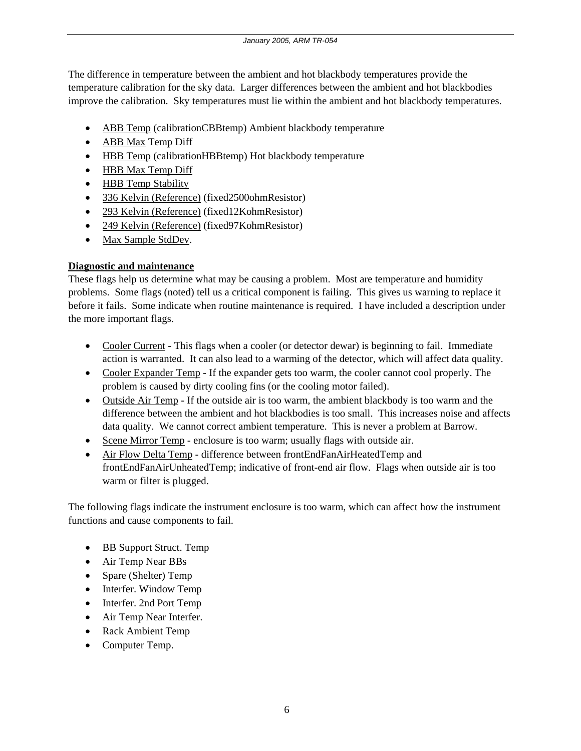The difference in temperature between the ambient and hot blackbody temperatures provide the temperature calibration for the sky data. Larger differences between the ambient and hot blackbodies improve the calibration. Sky temperatures must lie within the ambient and hot blackbody temperatures.

- ABB Temp (calibrationCBBtemp) Ambient blackbody temperature
- ABB Max Temp Diff
- HBB Temp (calibrationHBBtemp) Hot blackbody temperature
- HBB Max Temp Diff
- HBB Temp Stability
- 336 Kelvin (Reference) (fixed2500ohmResistor)
- 293 Kelvin (Reference) (fixed12KohmResistor)
- 249 Kelvin (Reference) (fixed97KohmResistor)
- Max Sample StdDev.

**Diagnostic and maintenance**

These flags help us determine what may be causing a problem. Most are temperature and humidity problems. Some flags (noted) tell us a critical component is failing. This gives us warning to replace it before it fails. Some indicate when routine maintenance is required. I have included a description under the more important flags.

- Cooler Current - This flags when a cooler (or detector dewar) is beginning to fail. Immediate action is warranted. It can also lead to a warming of the detector, which will affect data quality.
- Cooler Expander Temp - If the expander gets too warm, the cooler cannot cool properly. The problem is caused by dirty cooling fins (or the cooling motor failed).
- Outside Air Temp - If the outside air is too warm, the ambient blackbody is too warm and the difference between the ambient and hot blackbodies is too small. This increases noise and affects data quality. We cannot correct ambient temperature. This is never a problem at Barrow.
- Scene Mirror Temp - enclosure is too warm; usually flags with outside air.
- Air Flow Delta Temp - difference between frontEndFanAirHeatedTemp and frontEndFanAirUnheatedTemp; indicative of front-end air flow. Flags when outside air is too warm or filter is plugged.

The following flags indicate the instrument enclosure is too warm, which can affect how the instrument functions and cause components to fail.

- BB Support Struct. Temp
- Air Temp Near BBs
- Spare (Shelter) Temp
- Interfer. Window Temp
- Interfer. 2nd Port Temp
- Air Temp Near Interfer.
- Rack Ambient Temp
- Computer Temp.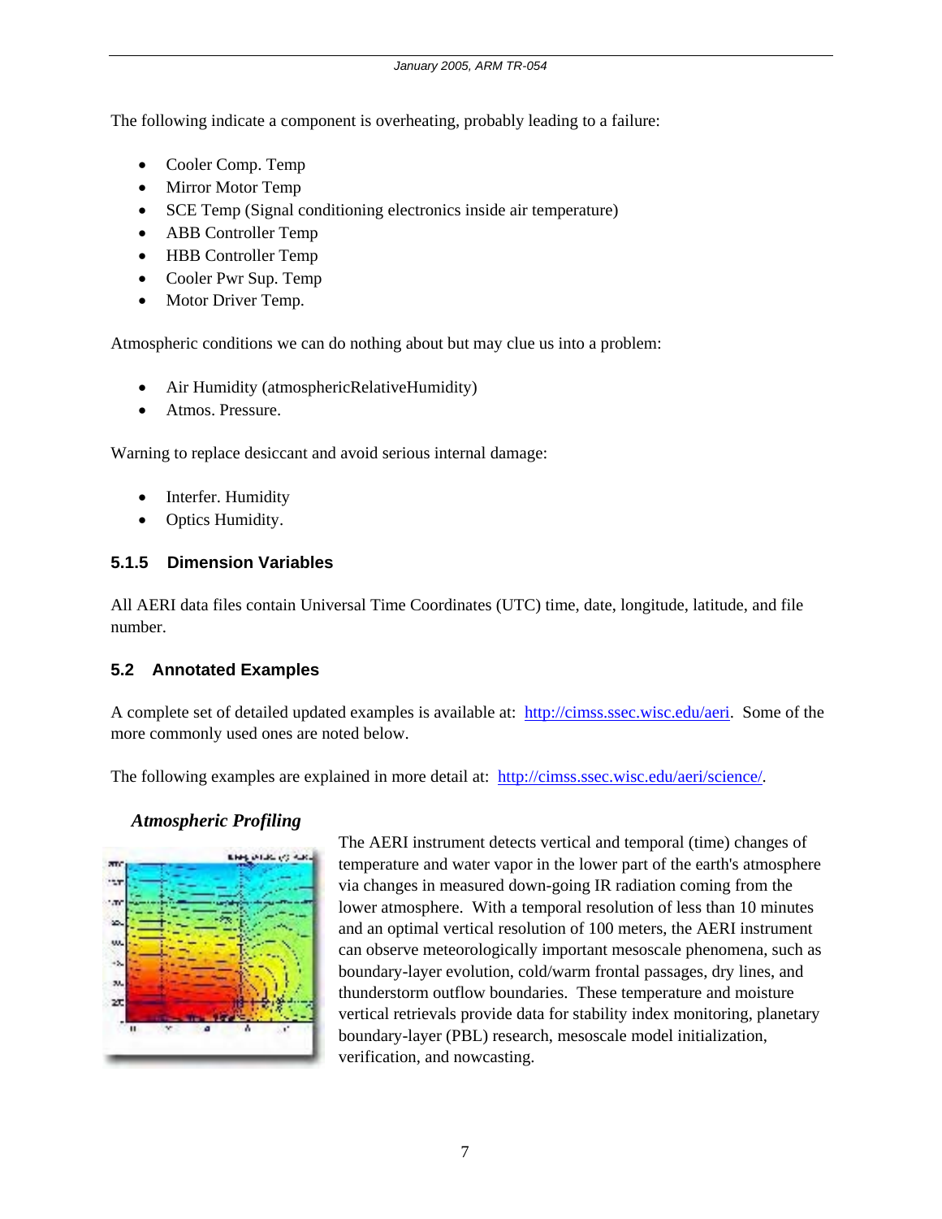The following indicate a component is overheating, probably leading to a failure:

- Cooler Comp. Temp
- Mirror Motor Temp
- SCE Temp (Signal conditioning electronics inside air temperature)
- ABB Controller Temp
- HBB Controller Temp
- Cooler Pwr Sup. Temp
- Motor Driver Temp.

Atmospheric conditions we can do nothing about but may clue us into a problem:

- Air Humidity (atmosphericRelativeHumidity)
- Atmos. Pressure.

Warning to replace desiccant and avoid serious internal damage:

- Interfer. Humidity
- Optics Humidity.

### 5.1.5 Dimension Variables

All AERI data files contain Universal Time Coordinates (UTC) time, date, longitude, latitude, and file number.

## 5.2 Annotated Examples

A complete set of detailed updated examples is available at: http://cimss.ssec.wisc.edu/aeri. Some of the more commonly used ones are noted below.

The following examples are explained in more detail at: http://cimss.ssec.wisc.edu/aeri/science/.

***Atmospheric Profiling***

The AERI instrument detects vertical and temporal (time) changes of temperature and water vapor in the lower part of the earth's atmosphere via changes in measured down-going IR radiation coming from the lower atmosphere. With a temporal resolution of less than 10 minutes and an optimal vertical resolution of 100 meters, the AERI instrument can observe meteorologically important mesoscale phenomena, such as boundary-layer evolution, cold/warm frontal passages, dry lines, and thunderstorm outflow boundaries. These temperature and moisture vertical retrievals provide data for stability index monitoring, planetary boundary-layer (PBL) research, mesoscale model initialization, verification, and nowcasting.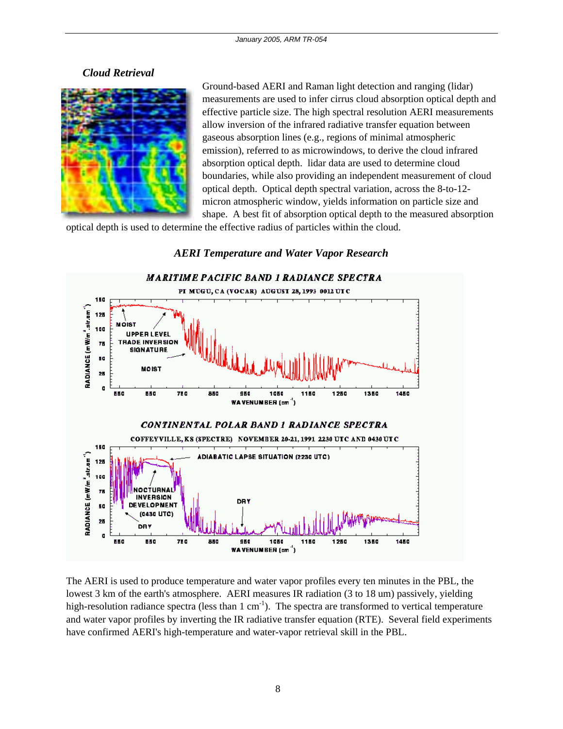### *Cloud Retrieval*

Ground-based AERI and Raman light detection and ranging (lidar) measurements are used to infer cirrus cloud absorption optical depth and effective particle size. The high spectral resolution AERI measurements allow inversion of the infrared radiative transfer equation between gaseous absorption lines (e.g., regions of minimal atmospheric emission), referred to as microwindows, to derive the cloud infrared absorption optical depth. lidar data are used to determine cloud boundaries, while also providing an independent measurement of cloud optical depth. Optical depth spectral variation, across the 8-to-12-micron atmospheric window, yields information on particle size and shape. A best fit of absorption optical depth to the measured absorption optical depth is used to determine the effective radius of particles within the cloud.

### *AERI Temperature and Water Vapor Research*

MARITIME PACIFIC BAND 1 RADIANCE SPECTRA

PT MUGU, CA (VOCAR) AUGUST 28, 1993 0012 UTC

MOIST

UPPER LEVEL TRADE INVERSION SIGNATURE

MOIST

RADIANCE (mW/m$^2$.str.cm$^{-1}$)

WAVENUMBER (cm$^{-1}$)

CONTINENTAL POLAR BAND 1 RADIANCE SPECTRA

COFFEYVILLE, KS (SPECTRE) NOVEMBER 20-21, 1991 2230 UTC AND 0430 UTC

ADIABATIC LAPSE SITUATION (2230 UTC)

NOCTURNAL INVERSION DEVELOPMENT (0430 UTC)

DRY

DRY

RADIANCE (mW/m$^2$.str.cm$^{-1}$)

WAVENUMBER (cm$^{-1}$)

The AERI is used to produce temperature and water vapor profiles every ten minutes in the PBL, the lowest 3 km of the earth's atmosphere. AERI measures IR radiation (3 to 18 um) passively, yielding high-resolution radiance spectra (less than 1 cm$^{-1}$). The spectra are transformed to vertical temperature and water vapor profiles by inverting the IR radiative transfer equation (RTE). Several field experiments have confirmed AERI's high-temperature and water-vapor retrieval skill in the PBL.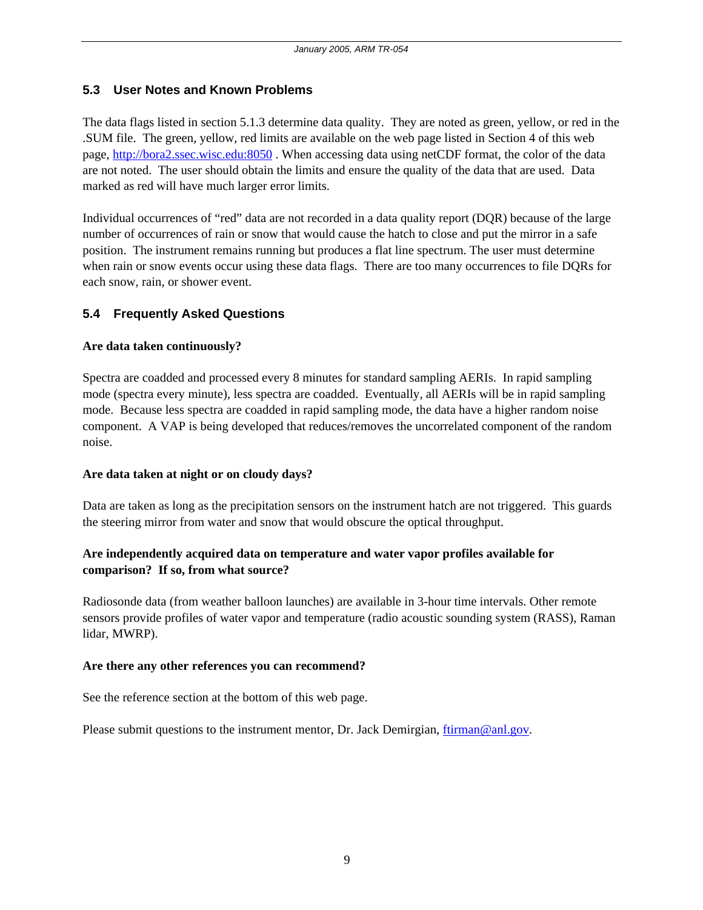## 5.3 User Notes and Known Problems

The data flags listed in section 5.1.3 determine data quality. They are noted as green, yellow, or red in the .SUM file. The green, yellow, red limits are available on the web page listed in Section 4 of this web page, http://bora2.ssec.wisc.edu:8050 . When accessing data using netCDF format, the color of the data are not noted. The user should obtain the limits and ensure the quality of the data that are used. Data marked as red will have much larger error limits.

Individual occurrences of "red" data are not recorded in a data quality report (DQR) because of the large number of occurrences of rain or snow that would cause the hatch to close and put the mirror in a safe position. The instrument remains running but produces a flat line spectrum. The user must determine when rain or snow events occur using these data flags. There are too many occurrences to file DQRs for each snow, rain, or shower event.

## 5.4 Frequently Asked Questions

**Are data taken continuously?**

Spectra are coadded and processed every 8 minutes for standard sampling AERIs. In rapid sampling mode (spectra every minute), less spectra are coadded. Eventually, all AERIs will be in rapid sampling mode. Because less spectra are coadded in rapid sampling mode, the data have a higher random noise component. A VAP is being developed that reduces/removes the uncorrelated component of the random noise.

**Are data taken at night or on cloudy days?**

Data are taken as long as the precipitation sensors on the instrument hatch are not triggered. This guards the steering mirror from water and snow that would obscure the optical throughput.

**Are independently acquired data on temperature and water vapor profiles available for comparison? If so, from what source?**

Radiosonde data (from weather balloon launches) are available in 3-hour time intervals. Other remote sensors provide profiles of water vapor and temperature (radio acoustic sounding system (RASS), Raman lidar, MWRP).

**Are there any other references you can recommend?**

See the reference section at the bottom of this web page.

Please submit questions to the instrument mentor, Dr. Jack Demirgian, ftirman@anl.gov.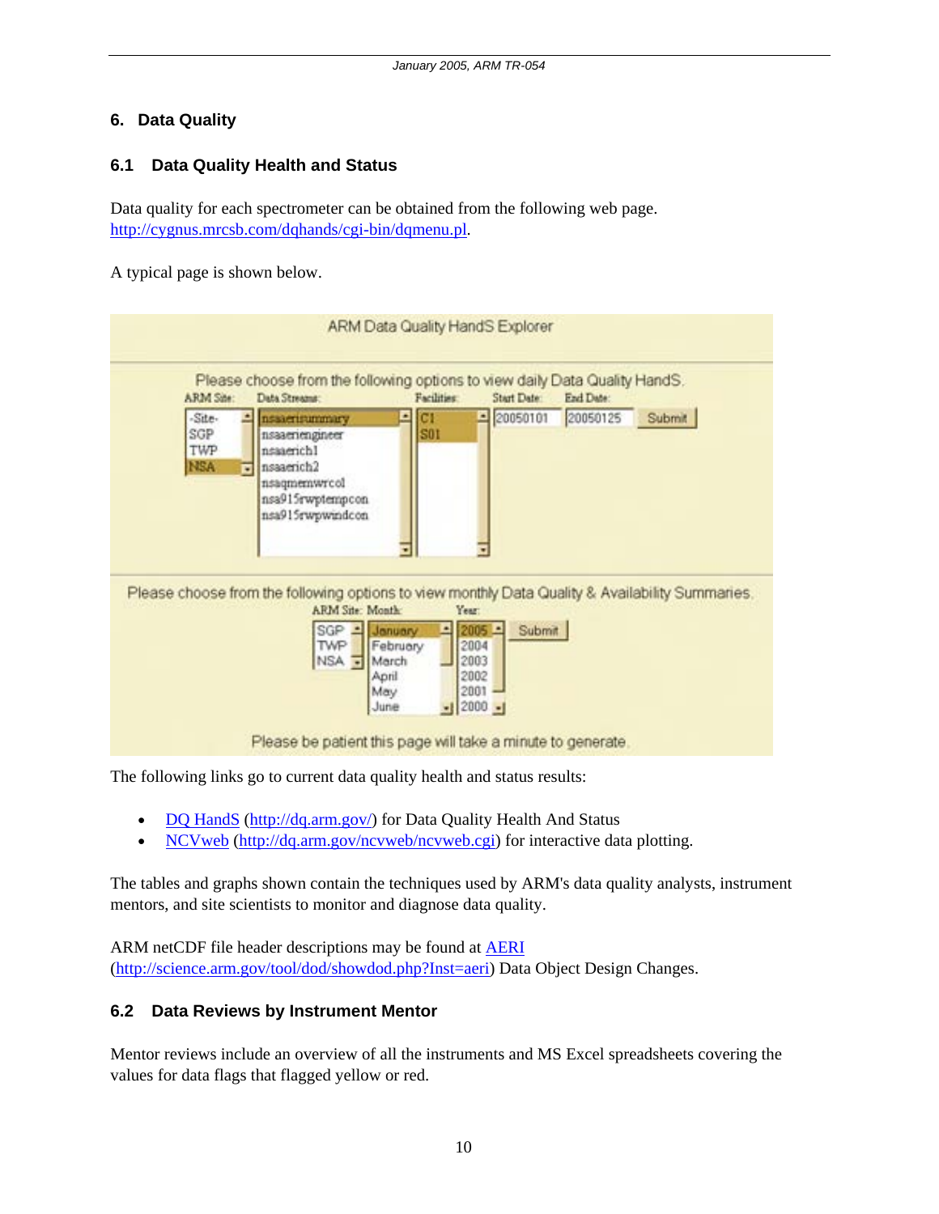## 6. Data Quality

### 6.1 Data Quality Health and Status

Data quality for each spectrometer can be obtained from the following web page. http://cygnus.mrcsb.com/dqhands/cgi-bin/dqmenu.pl.

A typical page is shown below.

The following links go to current data quality health and status results:

- DQ HandS (http://dq.arm.gov/) for Data Quality Health And Status
- NCVweb (http://dq.arm.gov/ncvweb/ncvweb.cgi) for interactive data plotting.

The tables and graphs shown contain the techniques used by ARM's data quality analysts, instrument mentors, and site scientists to monitor and diagnose data quality.

ARM netCDF file header descriptions may be found at AERI (http://science.arm.gov/tool/dod/showdod.php?Inst=aeri) Data Object Design Changes.

### 6.2 Data Reviews by Instrument Mentor

Mentor reviews include an overview of all the instruments and MS Excel spreadsheets covering the values for data flags that flagged yellow or red.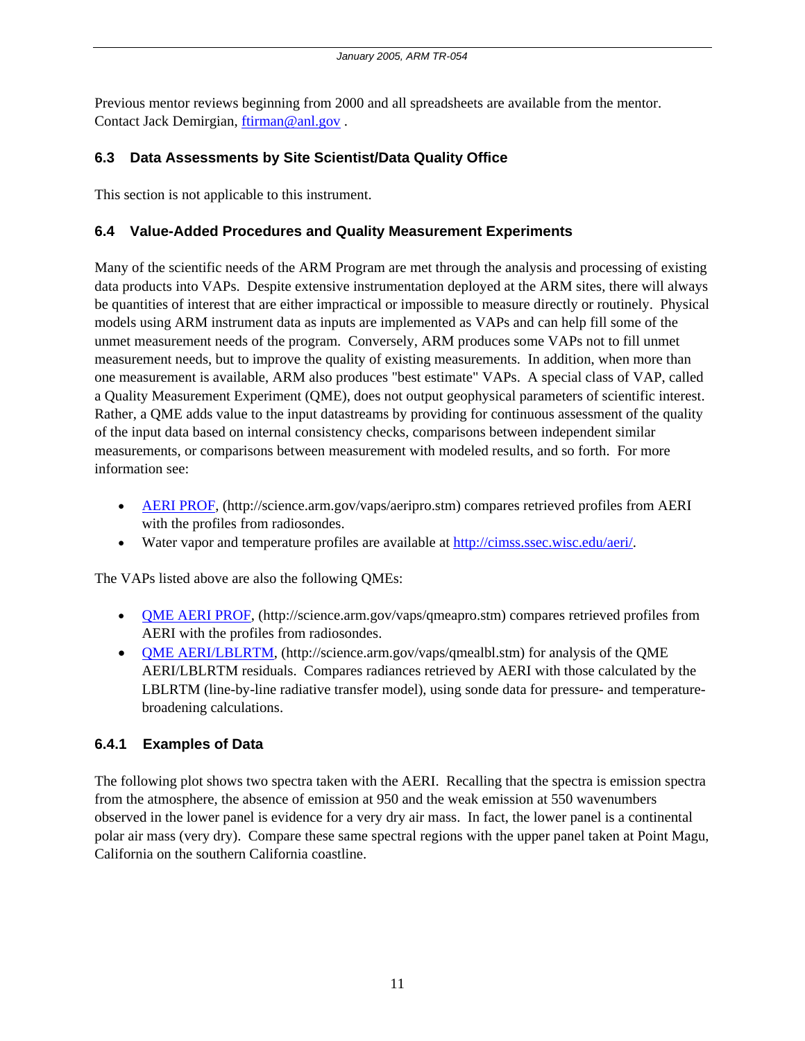Previous mentor reviews beginning from 2000 and all spreadsheets are available from the mentor. Contact Jack Demirgian, ftirman@anl.gov .

### 6.3 Data Assessments by Site Scientist/Data Quality Office

This section is not applicable to this instrument.

### 6.4 Value-Added Procedures and Quality Measurement Experiments

Many of the scientific needs of the ARM Program are met through the analysis and processing of existing data products into VAPs. Despite extensive instrumentation deployed at the ARM sites, there will always be quantities of interest that are either impractical or impossible to measure directly or routinely. Physical models using ARM instrument data as inputs are implemented as VAPs and can help fill some of the unmet measurement needs of the program. Conversely, ARM produces some VAPs not to fill unmet measurement needs, but to improve the quality of existing measurements. In addition, when more than one measurement is available, ARM also produces "best estimate" VAPs. A special class of VAP, called a Quality Measurement Experiment (QME), does not output geophysical parameters of scientific interest. Rather, a QME adds value to the input datastreams by providing for continuous assessment of the quality of the input data based on internal consistency checks, comparisons between independent similar measurements, or comparisons between measurement with modeled results, and so forth. For more information see:

- AERI PROF, (http://science.arm.gov/vaps/aeripro.stm) compares retrieved profiles from AERI with the profiles from radiosondes.
- Water vapor and temperature profiles are available at http://cimss.ssec.wisc.edu/aeri/.

The VAPs listed above are also the following QMEs:

- QME AERI PROF, (http://science.arm.gov/vaps/qmeapro.stm) compares retrieved profiles from AERI with the profiles from radiosondes.
- QME AERI/LBLRTM, (http://science.arm.gov/vaps/qmealbl.stm) for analysis of the QME AERI/LBLRTM residuals. Compares radiances retrieved by AERI with those calculated by the LBLRTM (line-by-line radiative transfer model), using sonde data for pressure- and temperature-broadening calculations.

#### 6.4.1 Examples of Data

The following plot shows two spectra taken with the AERI. Recalling that the spectra is emission spectra from the atmosphere, the absence of emission at 950 and the weak emission at 550 wavenumbers observed in the lower panel is evidence for a very dry air mass. In fact, the lower panel is a continental polar air mass (very dry). Compare these same spectral regions with the upper panel taken at Point Magu, California on the southern California coastline.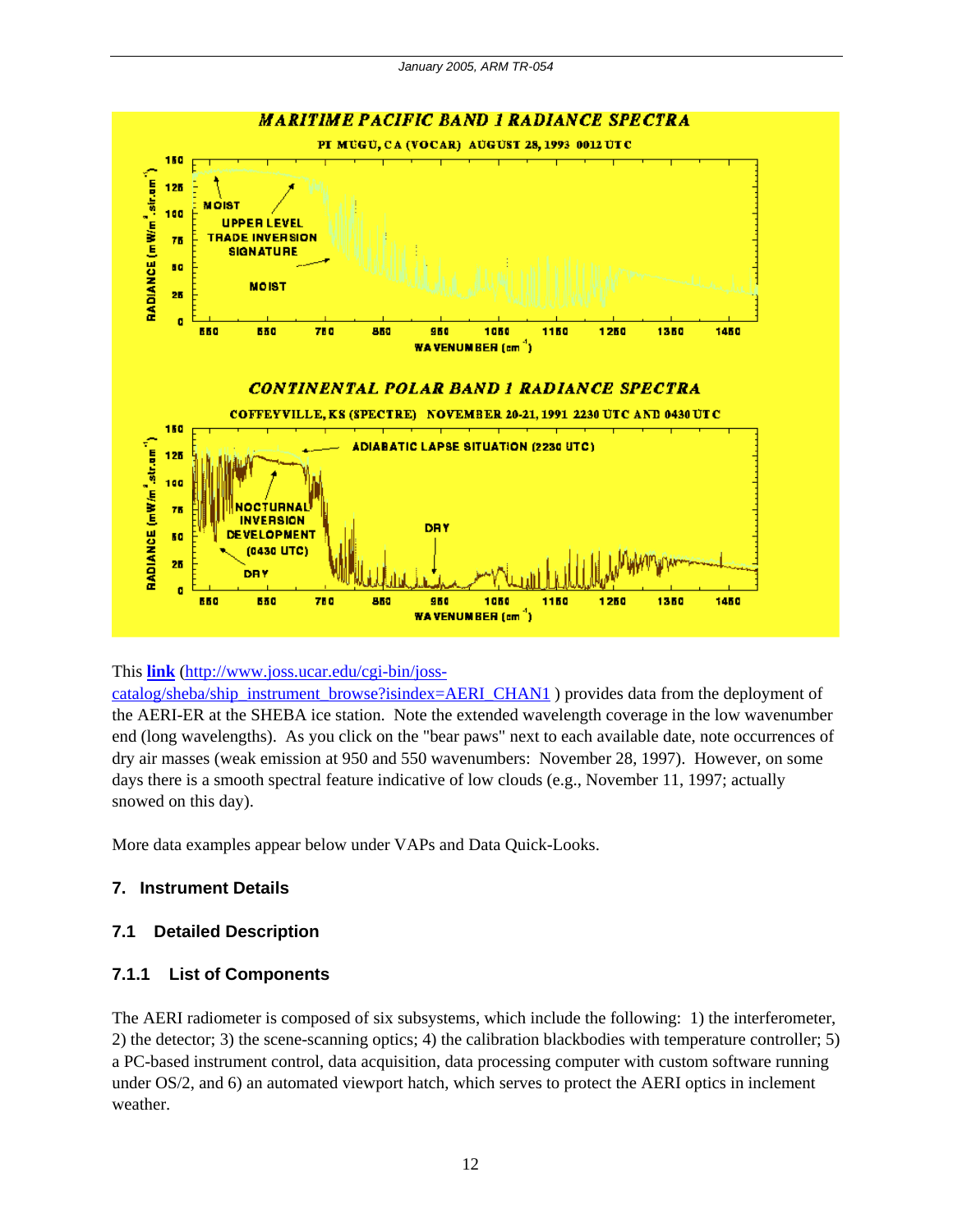MARITIME PACIFIC BAND 1 RADIANCE SPECTRA

PT MUGU, CA (VOCAR) AUGUST 28, 1993 0012 UTC

RADIANCE (mW/m$^2$.str.cm$^{-1}$)

150
125
100
75
50
25
0

MOIST

UPPER LEVEL TRADE INVERSION SIGNATURE

MOIST

550 650 750 850 950 1050 1150 1250 1350 1450

WAVENUMBER (cm$^{-1}$)

CONTINENTAL POLAR BAND 1 RADIANCE SPECTRA

COFFEYVILLE, KS (SPECTRE) NOVEMBER 20-21, 1991 2230 UTC AND 0430 UTC

RADIANCE (mW/m$^2$.str.cm$^{-1}$)

150
125
100
75
50
25
0

ADIABATIC LAPSE SITUATION (2230 UTC)

NOCTURNAL INVERSION DEVELOPMENT (0430 UTC)

DRY

DRY

550 650 750 850 950 1050 1150 1250 1350 1450

WAVENUMBER (cm$^{-1}$)

This **link** (http://www.joss.ucar.edu/cgi-bin/joss-catalog/sheba/ship_instrument_browse?isindex=AERI_CHAN1 ) provides data from the deployment of the AERI-ER at the SHEBA ice station. Note the extended wavelength coverage in the low wavenumber end (long wavelengths). As you click on the "bear paws" next to each available date, note occurrences of dry air masses (weak emission at 950 and 550 wavenumbers: November 28, 1997). However, on some days there is a smooth spectral feature indicative of low clouds (e.g., November 11, 1997; actually snowed on this day).

More data examples appear below under VAPs and Data Quick-Looks.

## 7. Instrument Details

### 7.1 Detailed Description

#### 7.1.1 List of Components

The AERI radiometer is composed of six subsystems, which include the following: 1) the interferometer, 2) the detector; 3) the scene-scanning optics; 4) the calibration blackbodies with temperature controller; 5) a PC-based instrument control, data acquisition, data processing computer with custom software running under OS/2, and 6) an automated viewport hatch, which serves to protect the AERI optics in inclement weather.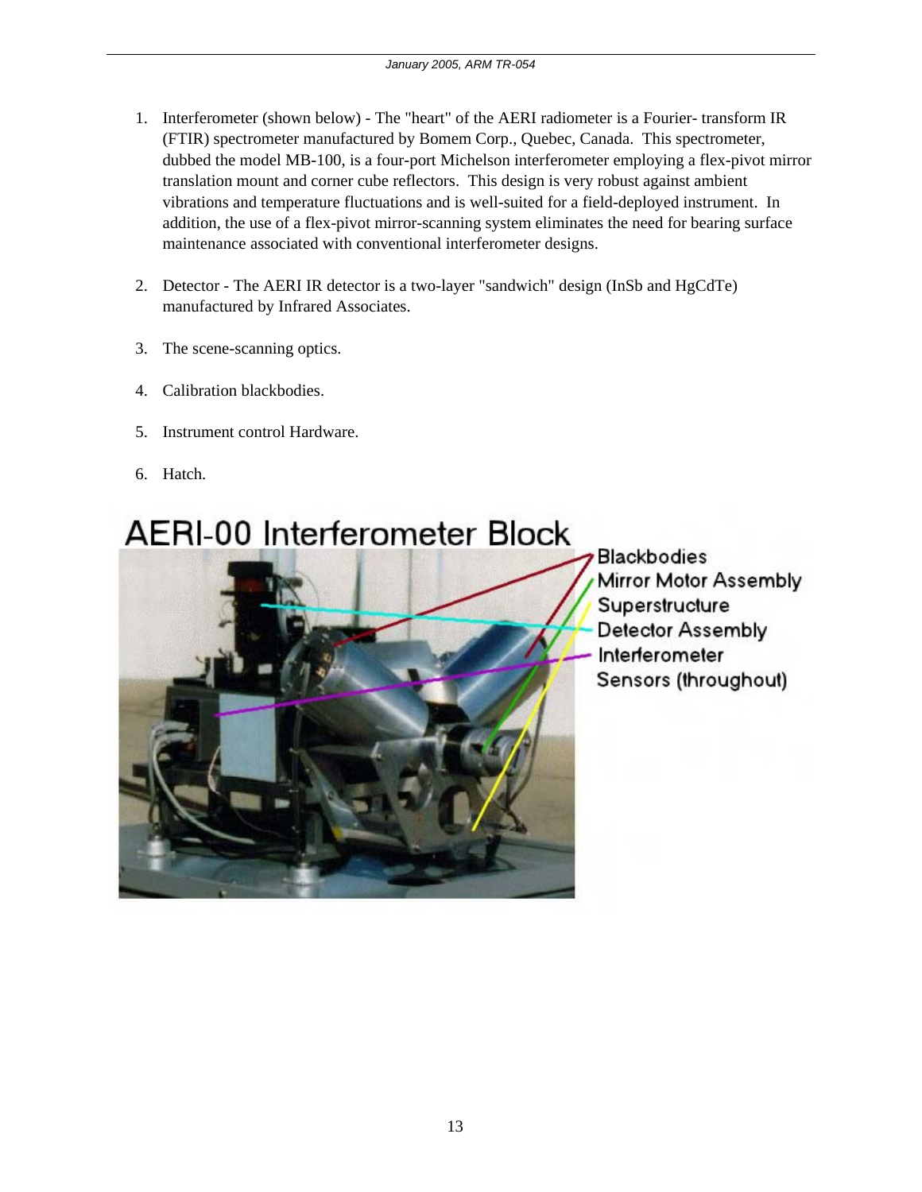1. Interferometer (shown below) - The "heart" of the AERI radiometer is a Fourier- transform IR (FTIR) spectrometer manufactured by Bomem Corp., Quebec, Canada. This spectrometer, dubbed the model MB-100, is a four-port Michelson interferometer employing a flex-pivot mirror translation mount and corner cube reflectors. This design is very robust against ambient vibrations and temperature fluctuations and is well-suited for a field-deployed instrument. In addition, the use of a flex-pivot mirror-scanning system eliminates the need for bearing surface maintenance associated with conventional interferometer designs.

2. Detector - The AERI IR detector is a two-layer "sandwich" design (InSb and HgCdTe) manufactured by Infrared Associates.

3. The scene-scanning optics.

4. Calibration blackbodies.

5. Instrument control Hardware.

6. Hatch.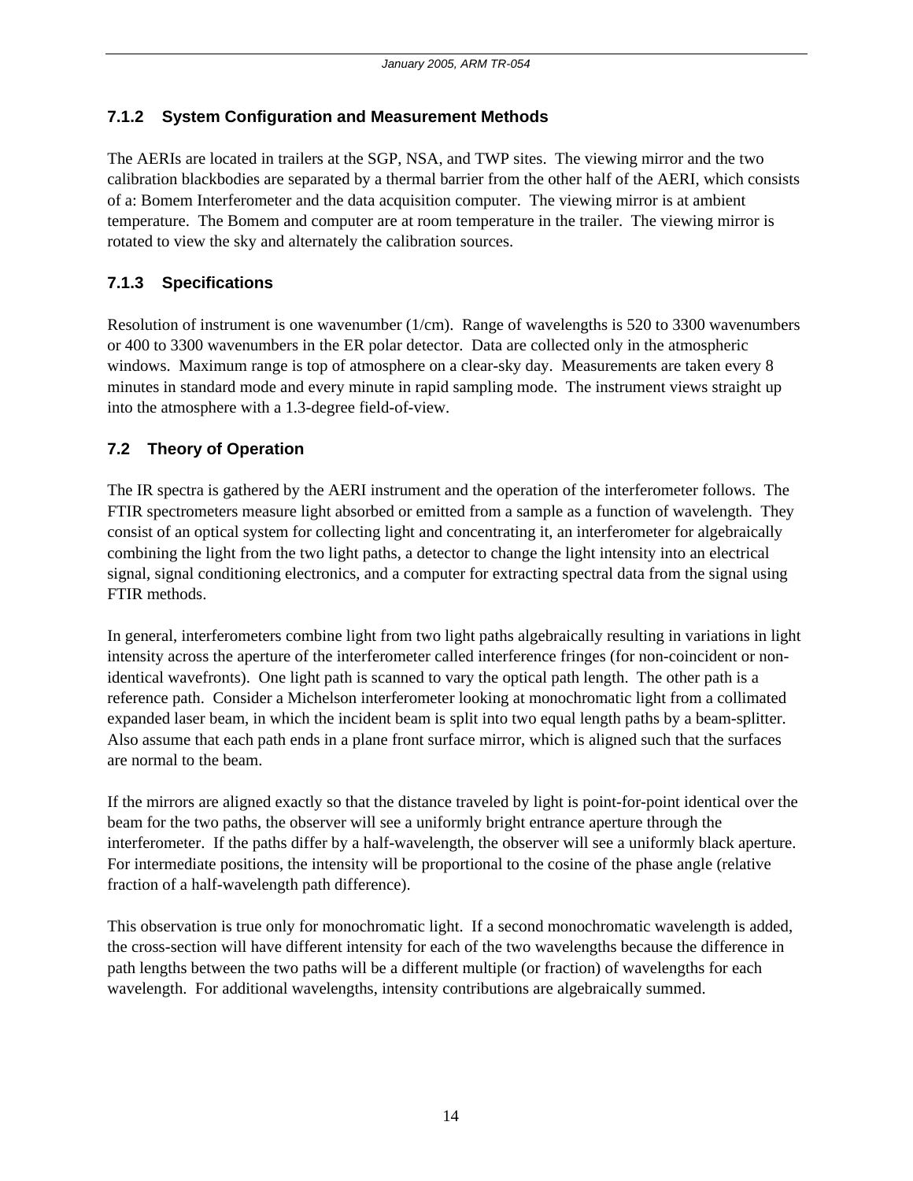### 7.1.2 System Configuration and Measurement Methods

The AERIs are located in trailers at the SGP, NSA, and TWP sites. The viewing mirror and the two calibration blackbodies are separated by a thermal barrier from the other half of the AERI, which consists of a: Bomem Interferometer and the data acquisition computer. The viewing mirror is at ambient temperature. The Bomem and computer are at room temperature in the trailer. The viewing mirror is rotated to view the sky and alternately the calibration sources.

### 7.1.3 Specifications

Resolution of instrument is one wavenumber (1/cm). Range of wavelengths is 520 to 3300 wavenumbers or 400 to 3300 wavenumbers in the ER polar detector. Data are collected only in the atmospheric windows. Maximum range is top of atmosphere on a clear-sky day. Measurements are taken every 8 minutes in standard mode and every minute in rapid sampling mode. The instrument views straight up into the atmosphere with a 1.3-degree field-of-view.

## 7.2 Theory of Operation

The IR spectra is gathered by the AERI instrument and the operation of the interferometer follows. The FTIR spectrometers measure light absorbed or emitted from a sample as a function of wavelength. They consist of an optical system for collecting light and concentrating it, an interferometer for algebraically combining the light from the two light paths, a detector to change the light intensity into an electrical signal, signal conditioning electronics, and a computer for extracting spectral data from the signal using FTIR methods.

In general, interferometers combine light from two light paths algebraically resulting in variations in light intensity across the aperture of the interferometer called interference fringes (for non-coincident or non-identical wavefronts). One light path is scanned to vary the optical path length. The other path is a reference path. Consider a Michelson interferometer looking at monochromatic light from a collimated expanded laser beam, in which the incident beam is split into two equal length paths by a beam-splitter. Also assume that each path ends in a plane front surface mirror, which is aligned such that the surfaces are normal to the beam.

If the mirrors are aligned exactly so that the distance traveled by light is point-for-point identical over the beam for the two paths, the observer will see a uniformly bright entrance aperture through the interferometer. If the paths differ by a half-wavelength, the observer will see a uniformly black aperture. For intermediate positions, the intensity will be proportional to the cosine of the phase angle (relative fraction of a half-wavelength path difference).

This observation is true only for monochromatic light. If a second monochromatic wavelength is added, the cross-section will have different intensity for each of the two wavelengths because the difference in path lengths between the two paths will be a different multiple (or fraction) of wavelengths for each wavelength. For additional wavelengths, intensity contributions are algebraically summed.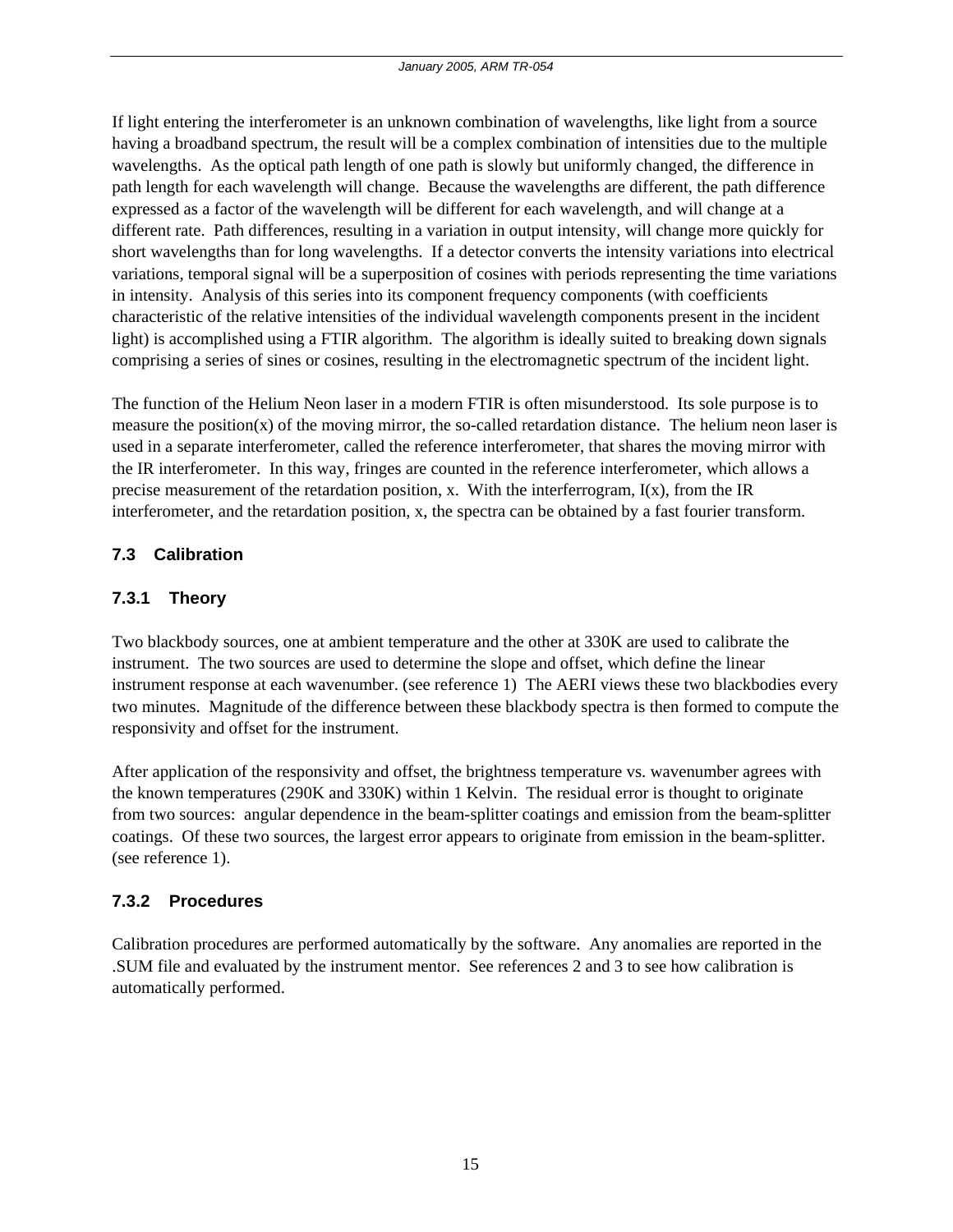If light entering the interferometer is an unknown combination of wavelengths, like light from a source having a broadband spectrum, the result will be a complex combination of intensities due to the multiple wavelengths. As the optical path length of one path is slowly but uniformly changed, the difference in path length for each wavelength will change. Because the wavelengths are different, the path difference expressed as a factor of the wavelength will be different for each wavelength, and will change at a different rate. Path differences, resulting in a variation in output intensity, will change more quickly for short wavelengths than for long wavelengths. If a detector converts the intensity variations into electrical variations, temporal signal will be a superposition of cosines with periods representing the time variations in intensity. Analysis of this series into its component frequency components (with coefficients characteristic of the relative intensities of the individual wavelength components present in the incident light) is accomplished using a FTIR algorithm. The algorithm is ideally suited to breaking down signals comprising a series of sines or cosines, resulting in the electromagnetic spectrum of the incident light.

The function of the Helium Neon laser in a modern FTIR is often misunderstood. Its sole purpose is to measure the position(x) of the moving mirror, the so-called retardation distance. The helium neon laser is used in a separate interferometer, called the reference interferometer, that shares the moving mirror with the IR interferometer. In this way, fringes are counted in the reference interferometer, which allows a precise measurement of the retardation position, x. With the interferrogram, I(x), from the IR interferometer, and the retardation position, x, the spectra can be obtained by a fast fourier transform.

### 7.3 Calibration

#### 7.3.1 Theory

Two blackbody sources, one at ambient temperature and the other at 330K are used to calibrate the instrument. The two sources are used to determine the slope and offset, which define the linear instrument response at each wavenumber. (see reference 1) The AERI views these two blackbodies every two minutes. Magnitude of the difference between these blackbody spectra is then formed to compute the responsivity and offset for the instrument.

After application of the responsivity and offset, the brightness temperature vs. wavenumber agrees with the known temperatures (290K and 330K) within 1 Kelvin. The residual error is thought to originate from two sources: angular dependence in the beam-splitter coatings and emission from the beam-splitter coatings. Of these two sources, the largest error appears to originate from emission in the beam-splitter. (see reference 1).

#### 7.3.2 Procedures

Calibration procedures are performed automatically by the software. Any anomalies are reported in the .SUM file and evaluated by the instrument mentor. See references 2 and 3 to see how calibration is automatically performed.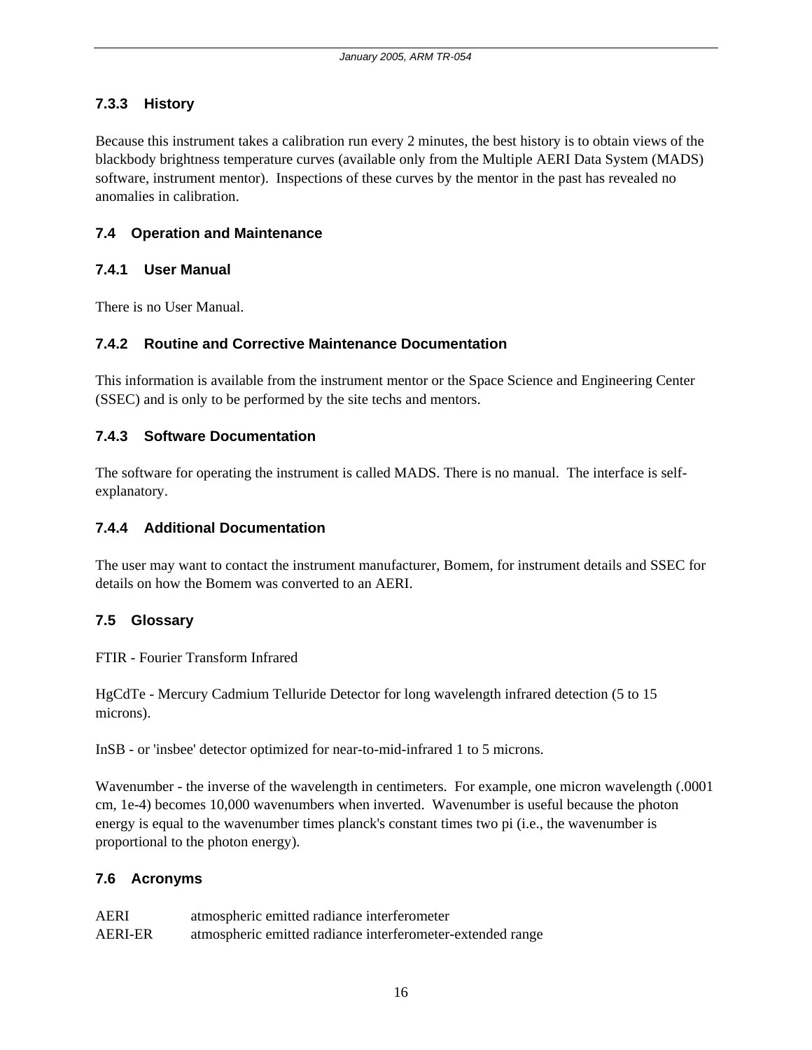### 7.3.3 History

Because this instrument takes a calibration run every 2 minutes, the best history is to obtain views of the blackbody brightness temperature curves (available only from the Multiple AERI Data System (MADS) software, instrument mentor). Inspections of these curves by the mentor in the past has revealed no anomalies in calibration.

## 7.4 Operation and Maintenance

### 7.4.1 User Manual

There is no User Manual.

### 7.4.2 Routine and Corrective Maintenance Documentation

This information is available from the instrument mentor or the Space Science and Engineering Center (SSEC) and is only to be performed by the site techs and mentors.

### 7.4.3 Software Documentation

The software for operating the instrument is called MADS. There is no manual. The interface is self-explanatory.

### 7.4.4 Additional Documentation

The user may want to contact the instrument manufacturer, Bomem, for instrument details and SSEC for details on how the Bomem was converted to an AERI.

## 7.5 Glossary

FTIR - Fourier Transform Infrared

HgCdTe - Mercury Cadmium Telluride Detector for long wavelength infrared detection (5 to 15 microns).

InSB - or 'insbee' detector optimized for near-to-mid-infrared 1 to 5 microns.

Wavenumber - the inverse of the wavelength in centimeters. For example, one micron wavelength (.0001 cm, 1e-4) becomes 10,000 wavenumbers when inverted. Wavenumber is useful because the photon energy is equal to the wavenumber times planck's constant times two pi (i.e., the wavenumber is proportional to the photon energy).

## 7.6 Acronyms

| | |
|---|---|
| AERI | atmospheric emitted radiance interferometer |
| AERI-ER | atmospheric emitted radiance interferometer-extended range |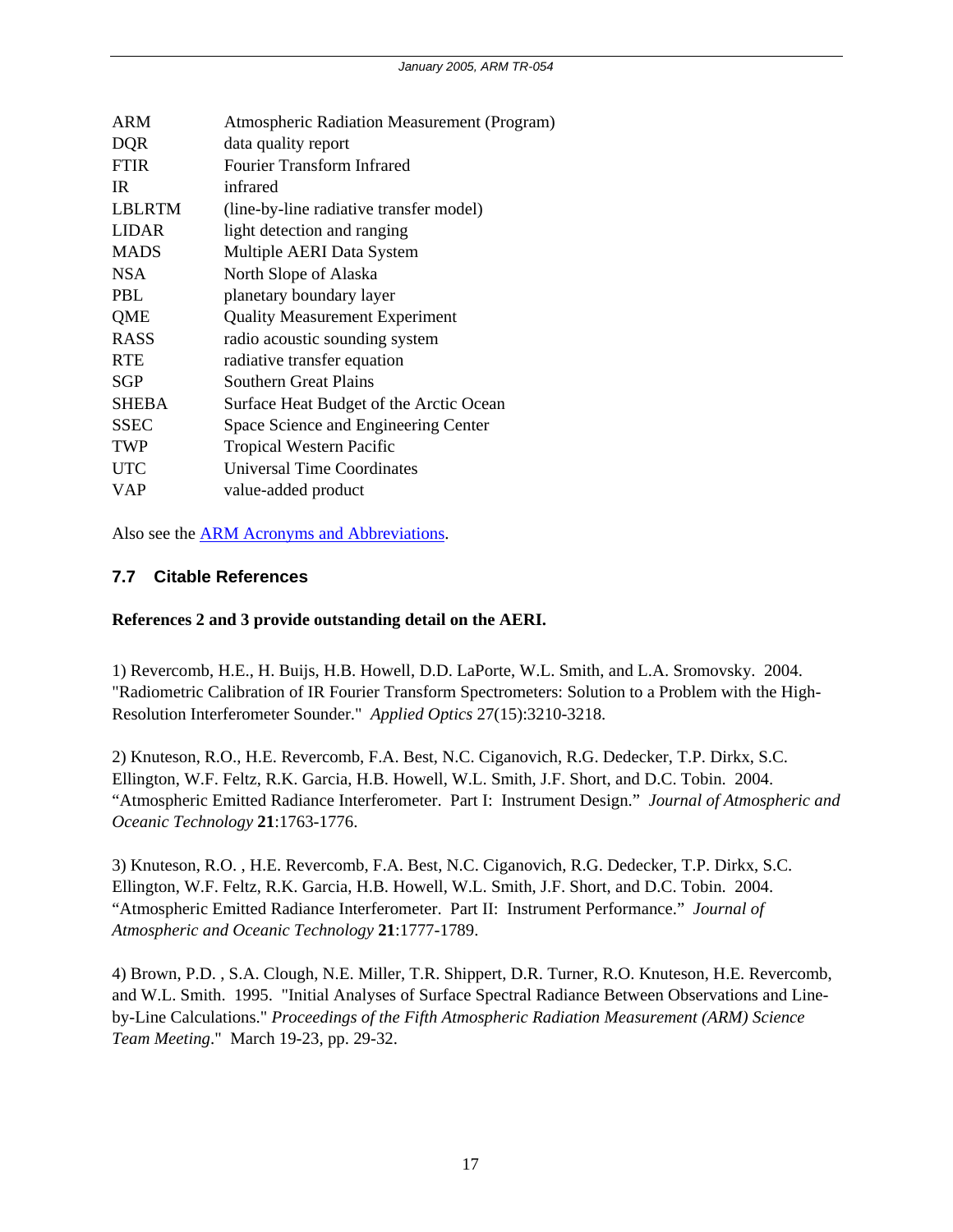| | |
|---|---|
| ARM | Atmospheric Radiation Measurement (Program) |
| DQR | data quality report |
| FTIR | Fourier Transform Infrared |
| IR | infrared |
| LBLRTM | (line-by-line radiative transfer model) |
| LIDAR | light detection and ranging |
| MADS | Multiple AERI Data System |
| NSA | North Slope of Alaska |
| PBL | planetary boundary layer |
| QME | Quality Measurement Experiment |
| RASS | radio acoustic sounding system |
| RTE | radiative transfer equation |
| SGP | Southern Great Plains |
| SHEBA | Surface Heat Budget of the Arctic Ocean |
| SSEC | Space Science and Engineering Center |
| TWP | Tropical Western Pacific |
| UTC | Universal Time Coordinates |
| VAP | value-added product |

Also see the ARM Acronyms and Abbreviations.

### 7.7 Citable References

**References 2 and 3 provide outstanding detail on the AERI.**

1) Revercomb, H.E., H. Buijs, H.B. Howell, D.D. LaPorte, W.L. Smith, and L.A. Sromovsky. 2004. "Radiometric Calibration of IR Fourier Transform Spectrometers: Solution to a Problem with the High-Resolution Interferometer Sounder." *Applied Optics* 27(15):3210-3218.

2) Knuteson, R.O., H.E. Revercomb, F.A. Best, N.C. Ciganovich, R.G. Dedecker, T.P. Dirkx, S.C. Ellington, W.F. Feltz, R.K. Garcia, H.B. Howell, W.L. Smith, J.F. Short, and D.C. Tobin. 2004. "Atmospheric Emitted Radiance Interferometer. Part I: Instrument Design." *Journal of Atmospheric and Oceanic Technology* **21**:1763-1776.

3) Knuteson, R.O. , H.E. Revercomb, F.A. Best, N.C. Ciganovich, R.G. Dedecker, T.P. Dirkx, S.C. Ellington, W.F. Feltz, R.K. Garcia, H.B. Howell, W.L. Smith, J.F. Short, and D.C. Tobin. 2004. "Atmospheric Emitted Radiance Interferometer. Part II: Instrument Performance." *Journal of Atmospheric and Oceanic Technology* **21**:1777-1789.

4) Brown, P.D. , S.A. Clough, N.E. Miller, T.R. Shippert, D.R. Turner, R.O. Knuteson, H.E. Revercomb, and W.L. Smith. 1995. "Initial Analyses of Surface Spectral Radiance Between Observations and Line-by-Line Calculations." *Proceedings of the Fifth Atmospheric Radiation Measurement (ARM) Science Team Meeting*." March 19-23, pp. 29-32.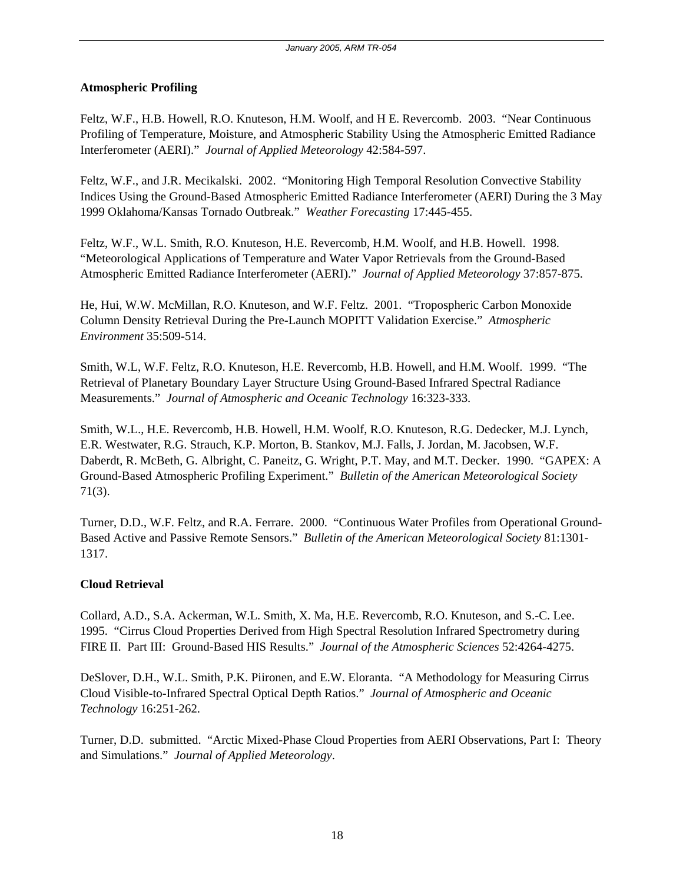**Atmospheric Profiling**

Feltz, W.F., H.B. Howell, R.O. Knuteson, H.M. Woolf, and H E. Revercomb. 2003. "Near Continuous Profiling of Temperature, Moisture, and Atmospheric Stability Using the Atmospheric Emitted Radiance Interferometer (AERI)." *Journal of Applied Meteorology* 42:584-597.

Feltz, W.F., and J.R. Mecikalski. 2002. "Monitoring High Temporal Resolution Convective Stability Indices Using the Ground-Based Atmospheric Emitted Radiance Interferometer (AERI) During the 3 May 1999 Oklahoma/Kansas Tornado Outbreak." *Weather Forecasting* 17:445-455.

Feltz, W.F., W.L. Smith, R.O. Knuteson, H.E. Revercomb, H.M. Woolf, and H.B. Howell. 1998. "Meteorological Applications of Temperature and Water Vapor Retrievals from the Ground-Based Atmospheric Emitted Radiance Interferometer (AERI)." *Journal of Applied Meteorology* 37:857-875.

He, Hui, W.W. McMillan, R.O. Knuteson, and W.F. Feltz. 2001. "Tropospheric Carbon Monoxide Column Density Retrieval During the Pre-Launch MOPITT Validation Exercise." *Atmospheric Environment* 35:509-514.

Smith, W.L, W.F. Feltz, R.O. Knuteson, H.E. Revercomb, H.B. Howell, and H.M. Woolf. 1999. "The Retrieval of Planetary Boundary Layer Structure Using Ground-Based Infrared Spectral Radiance Measurements." *Journal of Atmospheric and Oceanic Technology* 16:323-333.

Smith, W.L., H.E. Revercomb, H.B. Howell, H.M. Woolf, R.O. Knuteson, R.G. Dedecker, M.J. Lynch, E.R. Westwater, R.G. Strauch, K.P. Morton, B. Stankov, M.J. Falls, J. Jordan, M. Jacobsen, W.F. Daberdt, R. McBeth, G. Albright, C. Paneitz, G. Wright, P.T. May, and M.T. Decker. 1990. "GAPEX: A Ground-Based Atmospheric Profiling Experiment." *Bulletin of the American Meteorological Society* 71(3).

Turner, D.D., W.F. Feltz, and R.A. Ferrare. 2000. "Continuous Water Profiles from Operational Ground-Based Active and Passive Remote Sensors." *Bulletin of the American Meteorological Society* 81:1301-1317.

**Cloud Retrieval**

Collard, A.D., S.A. Ackerman, W.L. Smith, X. Ma, H.E. Revercomb, R.O. Knuteson, and S.-C. Lee. 1995. "Cirrus Cloud Properties Derived from High Spectral Resolution Infrared Spectrometry during FIRE II. Part III: Ground-Based HIS Results." *Journal of the Atmospheric Sciences* 52:4264-4275.

DeSlover, D.H., W.L. Smith, P.K. Piironen, and E.W. Eloranta. "A Methodology for Measuring Cirrus Cloud Visible-to-Infrared Spectral Optical Depth Ratios." *Journal of Atmospheric and Oceanic Technology* 16:251-262.

Turner, D.D. submitted. "Arctic Mixed-Phase Cloud Properties from AERI Observations, Part I: Theory and Simulations." *Journal of Applied Meteorology*.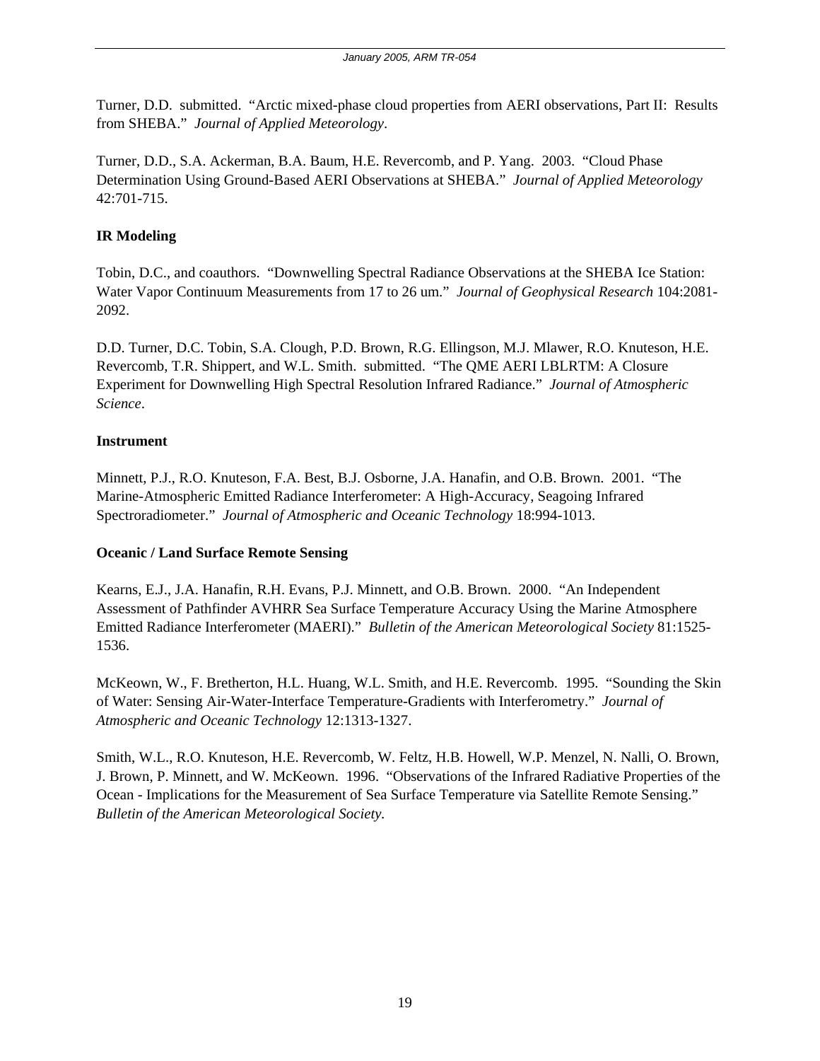Turner, D.D. submitted. "Arctic mixed-phase cloud properties from AERI observations, Part II: Results from SHEBA." *Journal of Applied Meteorology*.

Turner, D.D., S.A. Ackerman, B.A. Baum, H.E. Revercomb, and P. Yang. 2003. "Cloud Phase Determination Using Ground-Based AERI Observations at SHEBA." *Journal of Applied Meteorology* 42:701-715.

**IR Modeling**

Tobin, D.C., and coauthors. "Downwelling Spectral Radiance Observations at the SHEBA Ice Station: Water Vapor Continuum Measurements from 17 to 26 um." *Journal of Geophysical Research* 104:2081-2092.

D.D. Turner, D.C. Tobin, S.A. Clough, P.D. Brown, R.G. Ellingson, M.J. Mlawer, R.O. Knuteson, H.E. Revercomb, T.R. Shippert, and W.L. Smith. submitted. "The QME AERI LBLRTM: A Closure Experiment for Downwelling High Spectral Resolution Infrared Radiance." *Journal of Atmospheric Science*.

**Instrument**

Minnett, P.J., R.O. Knuteson, F.A. Best, B.J. Osborne, J.A. Hanafin, and O.B. Brown. 2001. "The Marine-Atmospheric Emitted Radiance Interferometer: A High-Accuracy, Seagoing Infrared Spectroradiometer." *Journal of Atmospheric and Oceanic Technology* 18:994-1013.

**Oceanic / Land Surface Remote Sensing**

Kearns, E.J., J.A. Hanafin, R.H. Evans, P.J. Minnett, and O.B. Brown. 2000. "An Independent Assessment of Pathfinder AVHRR Sea Surface Temperature Accuracy Using the Marine Atmosphere Emitted Radiance Interferometer (MAERI)." *Bulletin of the American Meteorological Society* 81:1525-1536.

McKeown, W., F. Bretherton, H.L. Huang, W.L. Smith, and H.E. Revercomb. 1995. "Sounding the Skin of Water: Sensing Air-Water-Interface Temperature-Gradients with Interferometry." *Journal of Atmospheric and Oceanic Technology* 12:1313-1327.

Smith, W.L., R.O. Knuteson, H.E. Revercomb, W. Feltz, H.B. Howell, W.P. Menzel, N. Nalli, O. Brown, J. Brown, P. Minnett, and W. McKeown. 1996. "Observations of the Infrared Radiative Properties of the Ocean - Implications for the Measurement of Sea Surface Temperature via Satellite Remote Sensing." *Bulletin of the American Meteorological Society*.